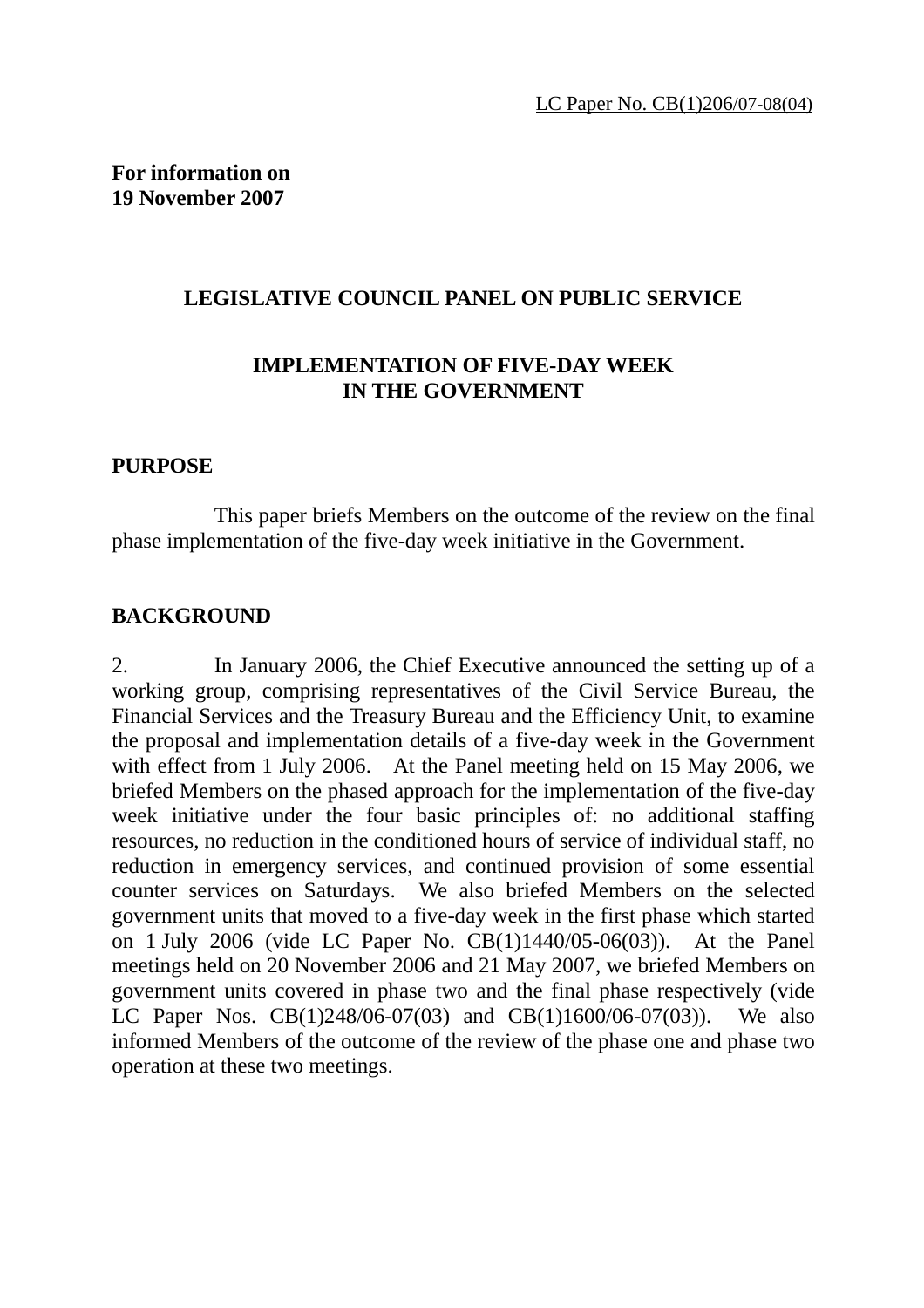LC Paper No. CB(1)206/07-08(04)

**For information on**
**19 November 2007**

## LEGISLATIVE COUNCIL PANEL ON PUBLIC SERVICE

## IMPLEMENTATION OF FIVE-DAY WEEK IN THE GOVERNMENT

### PURPOSE

This paper briefs Members on the outcome of the review on the final phase implementation of the five-day week initiative in the Government.

### BACKGROUND

2. In January 2006, the Chief Executive announced the setting up of a working group, comprising representatives of the Civil Service Bureau, the Financial Services and the Treasury Bureau and the Efficiency Unit, to examine the proposal and implementation details of a five-day week in the Government with effect from 1 July 2006. At the Panel meeting held on 15 May 2006, we briefed Members on the phased approach for the implementation of the five-day week initiative under the four basic principles of: no additional staffing resources, no reduction in the conditioned hours of service of individual staff, no reduction in emergency services, and continued provision of some essential counter services on Saturdays. We also briefed Members on the selected government units that moved to a five-day week in the first phase which started on 1 July 2006 (vide LC Paper No. CB(1)1440/05-06(03)). At the Panel meetings held on 20 November 2006 and 21 May 2007, we briefed Members on government units covered in phase two and the final phase respectively (vide LC Paper Nos. CB(1)248/06-07(03) and CB(1)1600/06-07(03)). We also informed Members of the outcome of the review of the phase one and phase two operation at these two meetings.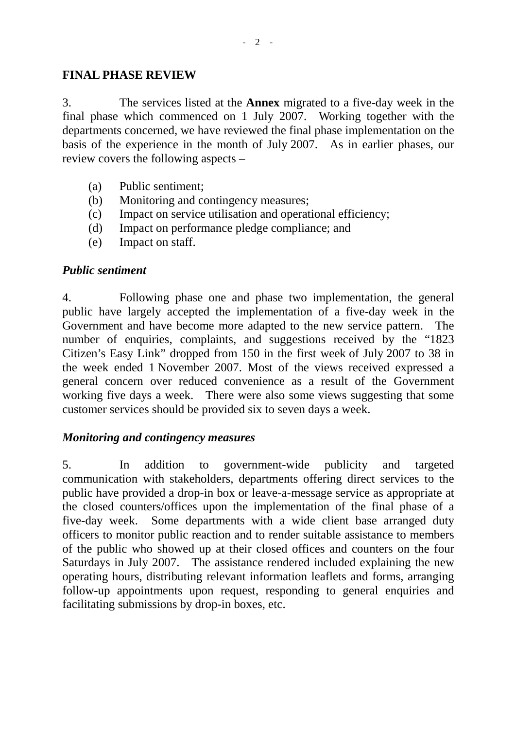## FINAL PHASE REVIEW

3. The services listed at the **Annex** migrated to a five-day week in the final phase which commenced on 1 July 2007. Working together with the departments concerned, we have reviewed the final phase implementation on the basis of the experience in the month of July 2007. As in earlier phases, our review covers the following aspects –

(a) Public sentiment;
(b) Monitoring and contingency measures;
(c) Impact on service utilisation and operational efficiency;
(d) Impact on performance pledge compliance; and
(e) Impact on staff.

### *Public sentiment*

4. Following phase one and phase two implementation, the general public have largely accepted the implementation of a five-day week in the Government and have become more adapted to the new service pattern. The number of enquiries, complaints, and suggestions received by the "1823 Citizen's Easy Link" dropped from 150 in the first week of July 2007 to 38 in the week ended 1 November 2007. Most of the views received expressed a general concern over reduced convenience as a result of the Government working five days a week. There were also some views suggesting that some customer services should be provided six to seven days a week.

### *Monitoring and contingency measures*

5. In addition to government-wide publicity and targeted communication with stakeholders, departments offering direct services to the public have provided a drop-in box or leave-a-message service as appropriate at the closed counters/offices upon the implementation of the final phase of a five-day week. Some departments with a wide client base arranged duty officers to monitor public reaction and to render suitable assistance to members of the public who showed up at their closed offices and counters on the four Saturdays in July 2007. The assistance rendered included explaining the new operating hours, distributing relevant information leaflets and forms, arranging follow-up appointments upon request, responding to general enquiries and facilitating submissions by drop-in boxes, etc.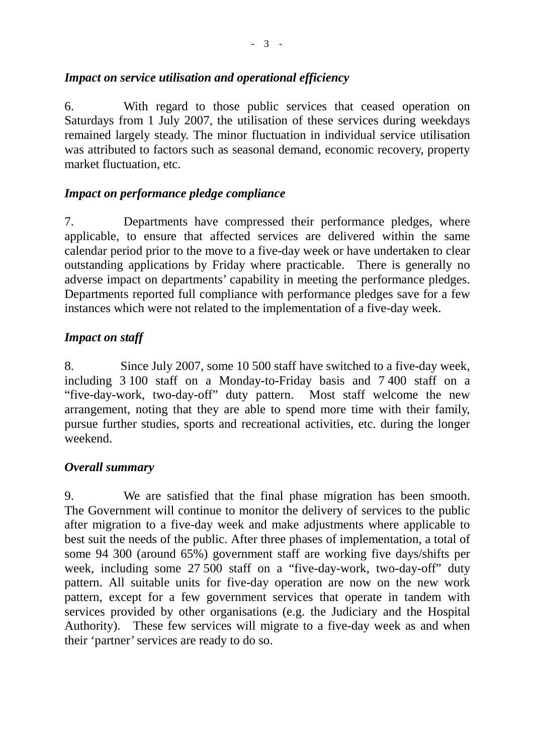### *Impact on service utilisation and operational efficiency*

6. With regard to those public services that ceased operation on Saturdays from 1 July 2007, the utilisation of these services during weekdays remained largely steady. The minor fluctuation in individual service utilisation was attributed to factors such as seasonal demand, economic recovery, property market fluctuation, etc.

### *Impact on performance pledge compliance*

7. Departments have compressed their performance pledges, where applicable, to ensure that affected services are delivered within the same calendar period prior to the move to a five-day week or have undertaken to clear outstanding applications by Friday where practicable. There is generally no adverse impact on departments' capability in meeting the performance pledges. Departments reported full compliance with performance pledges save for a few instances which were not related to the implementation of a five-day week.

### *Impact on staff*

8. Since July 2007, some 10 500 staff have switched to a five-day week, including 3 100 staff on a Monday-to-Friday basis and 7 400 staff on a "five-day-work, two-day-off" duty pattern. Most staff welcome the new arrangement, noting that they are able to spend more time with their family, pursue further studies, sports and recreational activities, etc. during the longer weekend.

### *Overall summary*

9. We are satisfied that the final phase migration has been smooth. The Government will continue to monitor the delivery of services to the public after migration to a five-day week and make adjustments where applicable to best suit the needs of the public. After three phases of implementation, a total of some 94 300 (around 65%) government staff are working five days/shifts per week, including some 27 500 staff on a "five-day-work, two-day-off" duty pattern. All suitable units for five-day operation are now on the new work pattern, except for a few government services that operate in tandem with services provided by other organisations (e.g. the Judiciary and the Hospital Authority). These few services will migrate to a five-day week as and when their 'partner' services are ready to do so.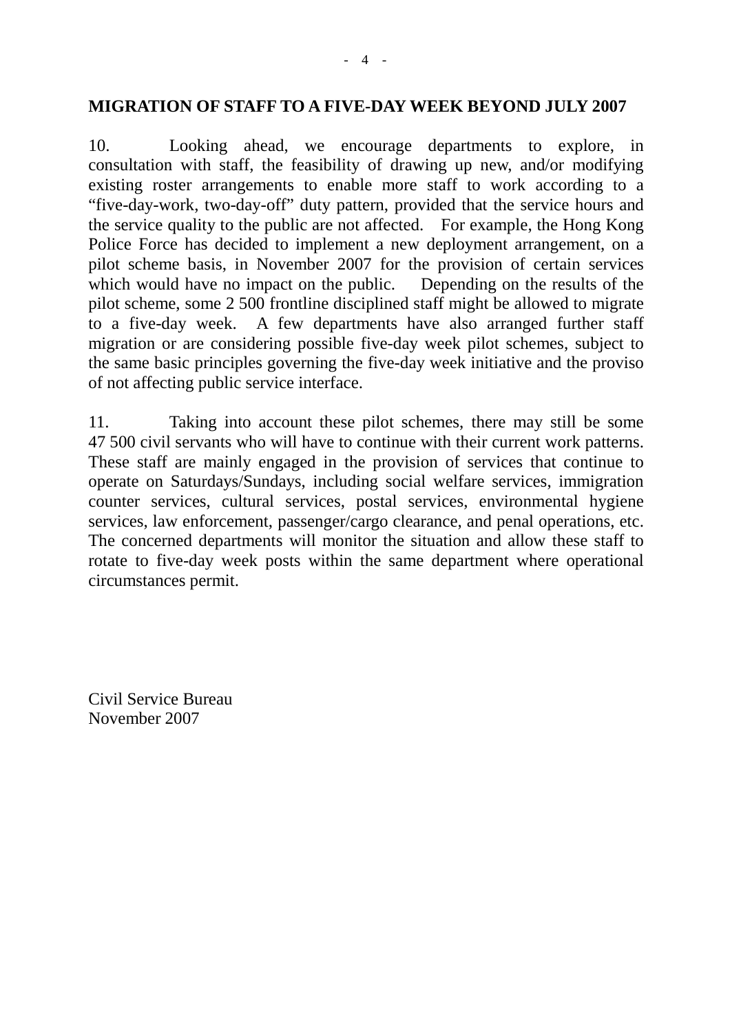## MIGRATION OF STAFF TO A FIVE-DAY WEEK BEYOND JULY 2007

10. Looking ahead, we encourage departments to explore, in consultation with staff, the feasibility of drawing up new, and/or modifying existing roster arrangements to enable more staff to work according to a "five-day-work, two-day-off" duty pattern, provided that the service hours and the service quality to the public are not affected. For example, the Hong Kong Police Force has decided to implement a new deployment arrangement, on a pilot scheme basis, in November 2007 for the provision of certain services which would have no impact on the public. Depending on the results of the pilot scheme, some 2 500 frontline disciplined staff might be allowed to migrate to a five-day week. A few departments have also arranged further staff migration or are considering possible five-day week pilot schemes, subject to the same basic principles governing the five-day week initiative and the proviso of not affecting public service interface.

11. Taking into account these pilot schemes, there may still be some 47 500 civil servants who will have to continue with their current work patterns. These staff are mainly engaged in the provision of services that continue to operate on Saturdays/Sundays, including social welfare services, immigration counter services, cultural services, postal services, environmental hygiene services, law enforcement, passenger/cargo clearance, and penal operations, etc. The concerned departments will monitor the situation and allow these staff to rotate to five-day week posts within the same department where operational circumstances permit.

Civil Service Bureau
November 2007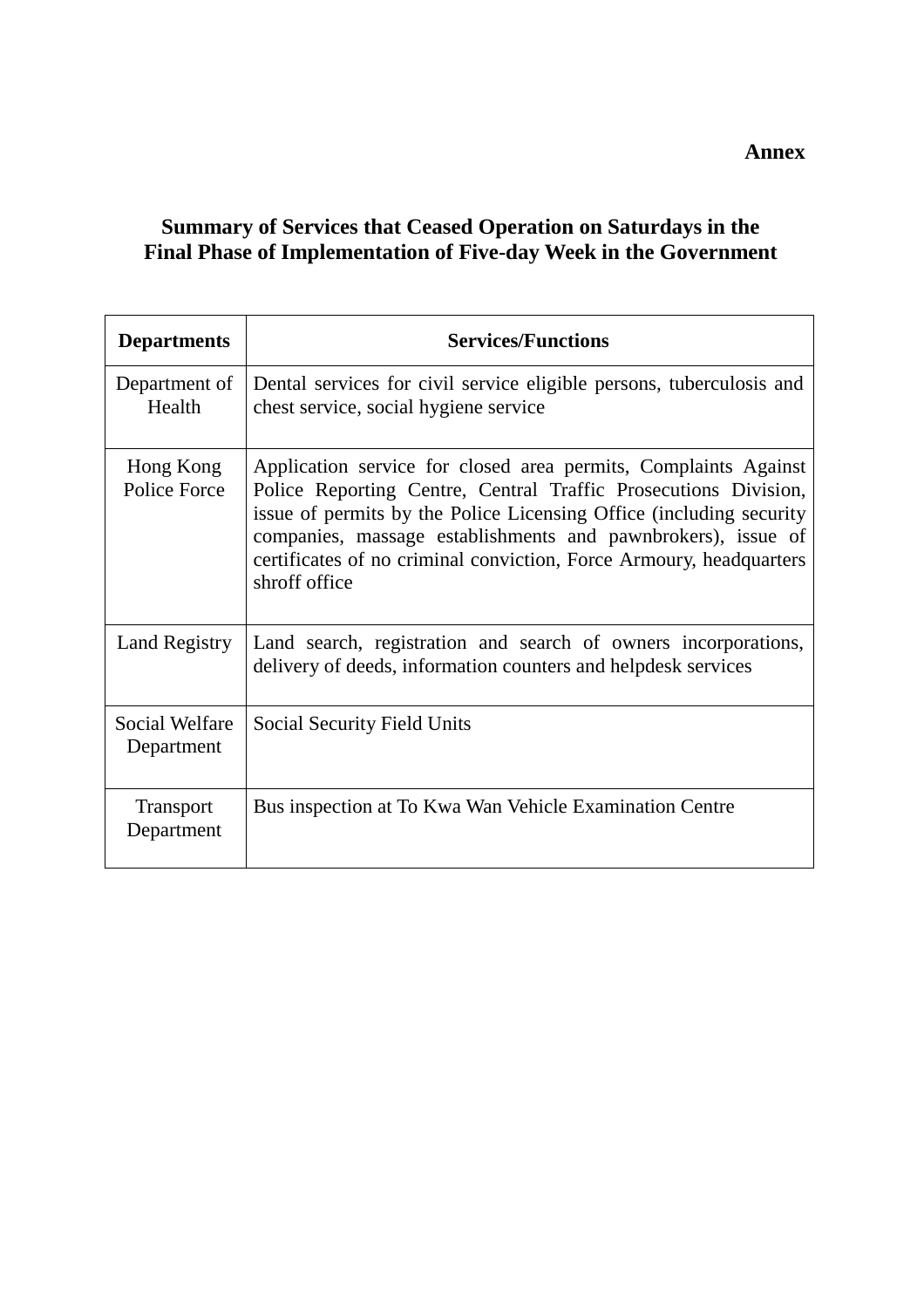**Annex**

## Summary of Services that Ceased Operation on Saturdays in the Final Phase of Implementation of Five-day Week in the Government

| Departments | Services/Functions |
|---|---|
| Department of Health | Dental services for civil service eligible persons, tuberculosis and chest service, social hygiene service |
| Hong Kong Police Force | Application service for closed area permits, Complaints Against Police Reporting Centre, Central Traffic Prosecutions Division, issue of permits by the Police Licensing Office (including security companies, massage establishments and pawnbrokers), issue of certificates of no criminal conviction, Force Armoury, headquarters shroff office |
| Land Registry | Land search, registration and search of owners incorporations, delivery of deeds, information counters and helpdesk services |
| Social Welfare Department | Social Security Field Units |
| Transport Department | Bus inspection at To Kwa Wan Vehicle Examination Centre |